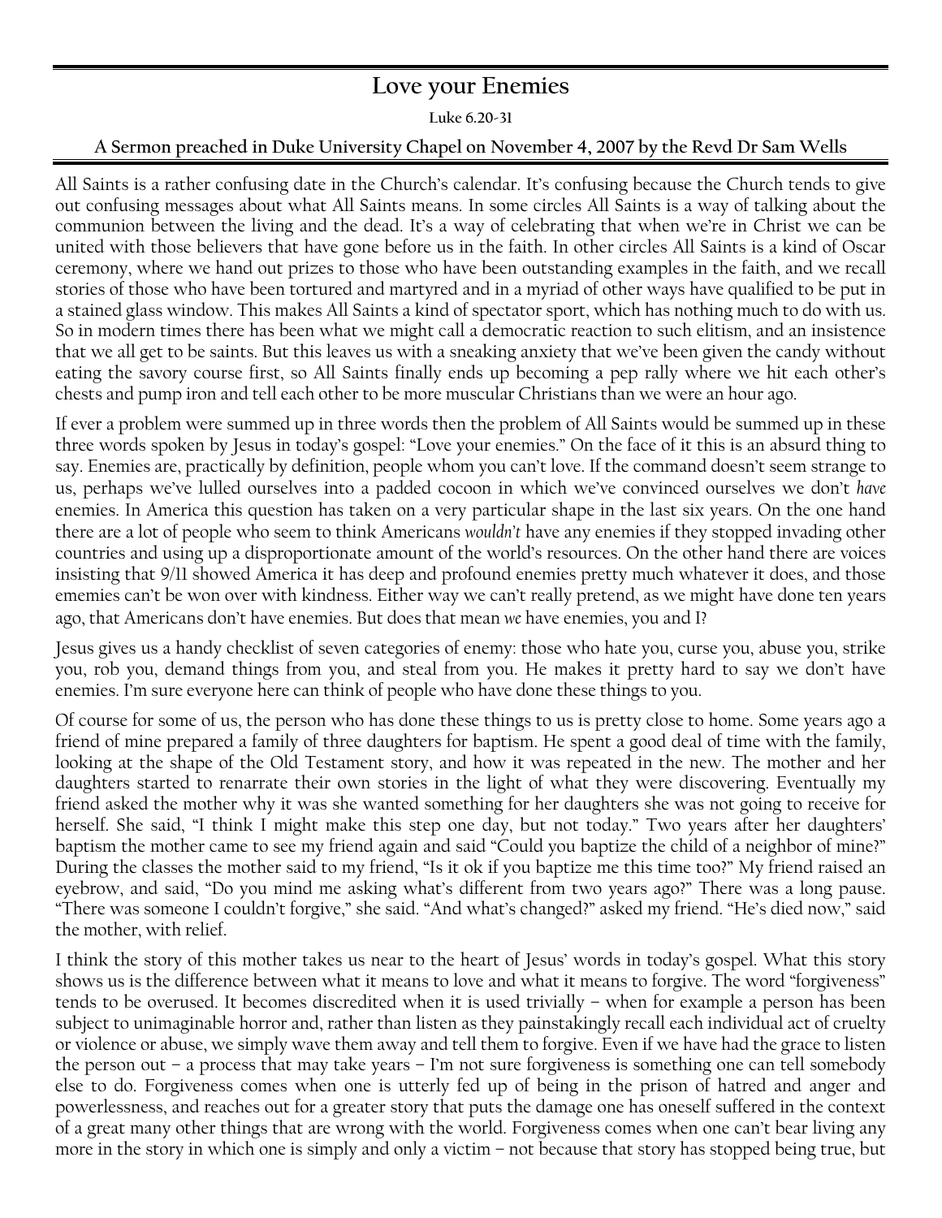# Love your Enemies

**Luke 6.20-31**

**A Sermon preached in Duke University Chapel on November 4, 2007 by the Revd Dr Sam Wells**

All Saints is a rather confusing date in the Church's calendar. It's confusing because the Church tends to give out confusing messages about what All Saints means. In some circles All Saints is a way of talking about the communion between the living and the dead. It's a way of celebrating that when we're in Christ we can be united with those believers that have gone before us in the faith. In other circles All Saints is a kind of Oscar ceremony, where we hand out prizes to those who have been outstanding examples in the faith, and we recall stories of those who have been tortured and martyred and in a myriad of other ways have qualified to be put in a stained glass window. This makes All Saints a kind of spectator sport, which has nothing much to do with us. So in modern times there has been what we might call a democratic reaction to such elitism, and an insistence that we all get to be saints. But this leaves us with a sneaking anxiety that we've been given the candy without eating the savory course first, so All Saints finally ends up becoming a pep rally where we hit each other's chests and pump iron and tell each other to be more muscular Christians than we were an hour ago.

If ever a problem were summed up in three words then the problem of All Saints would be summed up in these three words spoken by Jesus in today's gospel: "Love your enemies." On the face of it this is an absurd thing to say. Enemies are, practically by definition, people whom you can't love. If the command doesn't seem strange to us, perhaps we've lulled ourselves into a padded cocoon in which we've convinced ourselves we don't *have* enemies. In America this question has taken on a very particular shape in the last six years. On the one hand there are a lot of people who seem to think Americans *wouldn't* have any enemies if they stopped invading other countries and using up a disproportionate amount of the world's resources. On the other hand there are voices insisting that 9/11 showed America it has deep and profound enemies pretty much whatever it does, and those ememies can't be won over with kindness. Either way we can't really pretend, as we might have done ten years ago, that Americans don't have enemies. But does that mean *we* have enemies, you and I?

Jesus gives us a handy checklist of seven categories of enemy: those who hate you, curse you, abuse you, strike you, rob you, demand things from you, and steal from you. He makes it pretty hard to say we don't have enemies. I'm sure everyone here can think of people who have done these things to you.

Of course for some of us, the person who has done these things to us is pretty close to home. Some years ago a friend of mine prepared a family of three daughters for baptism. He spent a good deal of time with the family, looking at the shape of the Old Testament story, and how it was repeated in the new. The mother and her daughters started to renarrate their own stories in the light of what they were discovering. Eventually my friend asked the mother why it was she wanted something for her daughters she was not going to receive for herself. She said, "I think I might make this step one day, but not today." Two years after her daughters' baptism the mother came to see my friend again and said "Could you baptize the child of a neighbor of mine?" During the classes the mother said to my friend, "Is it ok if you baptize me this time too?" My friend raised an eyebrow, and said, "Do you mind me asking what's different from two years ago?" There was a long pause. "There was someone I couldn't forgive," she said. "And what's changed?" asked my friend. "He's died now," said the mother, with relief.

I think the story of this mother takes us near to the heart of Jesus' words in today's gospel. What this story shows us is the difference between what it means to love and what it means to forgive. The word "forgiveness" tends to be overused. It becomes discredited when it is used trivially – when for example a person has been subject to unimaginable horror and, rather than listen as they painstakingly recall each individual act of cruelty or violence or abuse, we simply wave them away and tell them to forgive. Even if we have had the grace to listen the person out – a process that may take years – I'm not sure forgiveness is something one can tell somebody else to do. Forgiveness comes when one is utterly fed up of being in the prison of hatred and anger and powerlessness, and reaches out for a greater story that puts the damage one has oneself suffered in the context of a great many other things that are wrong with the world. Forgiveness comes when one can't bear living any more in the story in which one is simply and only a victim – not because that story has stopped being true, but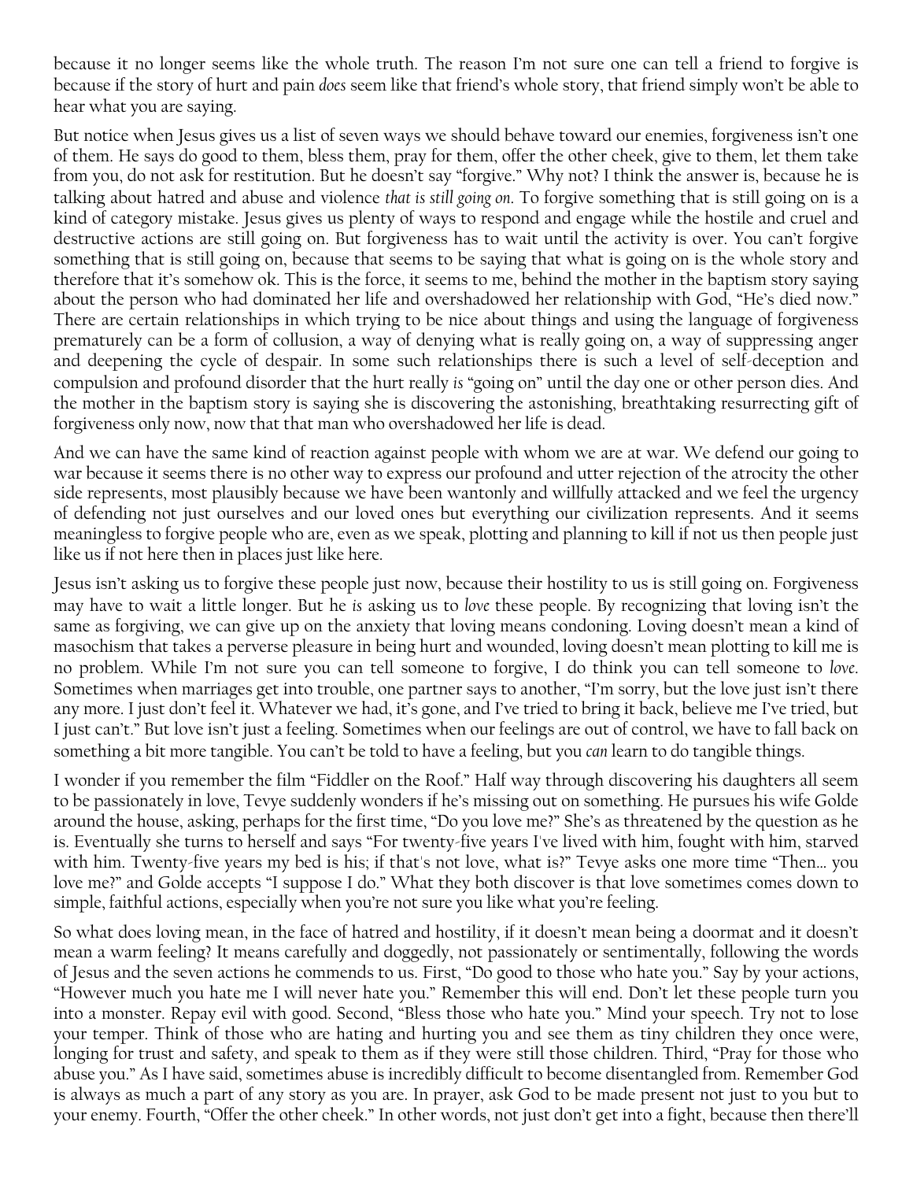because it no longer seems like the whole truth. The reason I'm not sure one can tell a friend to forgive is because if the story of hurt and pain *does* seem like that friend's whole story, that friend simply won't be able to hear what you are saying.

But notice when Jesus gives us a list of seven ways we should behave toward our enemies, forgiveness isn't one of them. He says do good to them, bless them, pray for them, offer the other cheek, give to them, let them take from you, do not ask for restitution. But he doesn't say "forgive." Why not? I think the answer is, because he is talking about hatred and abuse and violence *that is still going on*. To forgive something that is still going on is a kind of category mistake. Jesus gives us plenty of ways to respond and engage while the hostile and cruel and destructive actions are still going on. But forgiveness has to wait until the activity is over. You can't forgive something that is still going on, because that seems to be saying that what is going on is the whole story and therefore that it's somehow ok. This is the force, it seems to me, behind the mother in the baptism story saying about the person who had dominated her life and overshadowed her relationship with God, "He's died now." There are certain relationships in which trying to be nice about things and using the language of forgiveness prematurely can be a form of collusion, a way of denying what is really going on, a way of suppressing anger and deepening the cycle of despair. In some such relationships there is such a level of self-deception and compulsion and profound disorder that the hurt really *is* "going on" until the day one or other person dies. And the mother in the baptism story is saying she is discovering the astonishing, breathtaking resurrecting gift of forgiveness only now, now that that man who overshadowed her life is dead.

And we can have the same kind of reaction against people with whom we are at war. We defend our going to war because it seems there is no other way to express our profound and utter rejection of the atrocity the other side represents, most plausibly because we have been wantonly and willfully attacked and we feel the urgency of defending not just ourselves and our loved ones but everything our civilization represents. And it seems meaningless to forgive people who are, even as we speak, plotting and planning to kill if not us then people just like us if not here then in places just like here.

Jesus isn't asking us to forgive these people just now, because their hostility to us is still going on. Forgiveness may have to wait a little longer. But he *is* asking us to *love* these people. By recognizing that loving isn't the same as forgiving, we can give up on the anxiety that loving means condoning. Loving doesn't mean a kind of masochism that takes a perverse pleasure in being hurt and wounded, loving doesn't mean plotting to kill me is no problem. While I'm not sure you can tell someone to forgive, I do think you can tell someone to *love*. Sometimes when marriages get into trouble, one partner says to another, "I'm sorry, but the love just isn't there any more. I just don't feel it. Whatever we had, it's gone, and I've tried to bring it back, believe me I've tried, but I just can't." But love isn't just a feeling. Sometimes when our feelings are out of control, we have to fall back on something a bit more tangible. You can't be told to have a feeling, but you *can* learn to do tangible things.

I wonder if you remember the film "Fiddler on the Roof." Half way through discovering his daughters all seem to be passionately in love, Tevye suddenly wonders if he's missing out on something. He pursues his wife Golde around the house, asking, perhaps for the first time, "Do you love me?" She's as threatened by the question as he is. Eventually she turns to herself and says "For twenty-five years I've lived with him, fought with him, starved with him. Twenty-five years my bed is his; if that's not love, what is?" Tevye asks one more time "Then… you love me?" and Golde accepts "I suppose I do." What they both discover is that love sometimes comes down to simple, faithful actions, especially when you're not sure you like what you're feeling.

So what does loving mean, in the face of hatred and hostility, if it doesn't mean being a doormat and it doesn't mean a warm feeling? It means carefully and doggedly, not passionately or sentimentally, following the words of Jesus and the seven actions he commends to us. First, "Do good to those who hate you." Say by your actions, "However much you hate me I will never hate you." Remember this will end. Don't let these people turn you into a monster. Repay evil with good. Second, "Bless those who hate you." Mind your speech. Try not to lose your temper. Think of those who are hating and hurting you and see them as tiny children they once were, longing for trust and safety, and speak to them as if they were still those children. Third, "Pray for those who abuse you." As I have said, sometimes abuse is incredibly difficult to become disentangled from. Remember God is always as much a part of any story as you are. In prayer, ask God to be made present not just to you but to your enemy. Fourth, "Offer the other cheek." In other words, not just don't get into a fight, because then there'll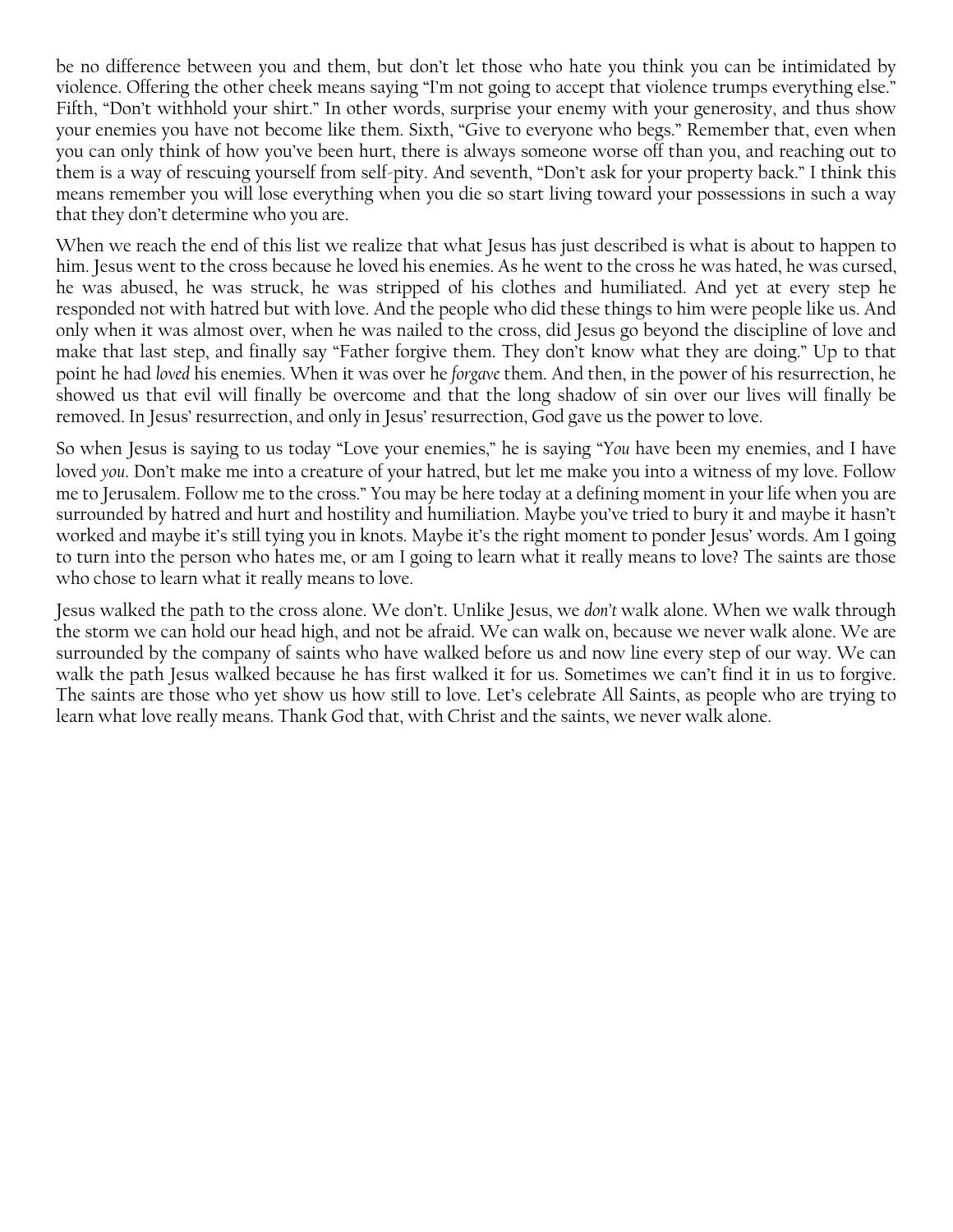be no difference between you and them, but don't let those who hate you think you can be intimidated by violence. Offering the other cheek means saying "I'm not going to accept that violence trumps everything else." Fifth, "Don't withhold your shirt." In other words, surprise your enemy with your generosity, and thus show your enemies you have not become like them. Sixth, "Give to everyone who begs." Remember that, even when you can only think of how you've been hurt, there is always someone worse off than you, and reaching out to them is a way of rescuing yourself from self-pity. And seventh, "Don't ask for your property back." I think this means remember you will lose everything when you die so start living toward your possessions in such a way that they don't determine who you are.

When we reach the end of this list we realize that what Jesus has just described is what is about to happen to him. Jesus went to the cross because he loved his enemies. As he went to the cross he was hated, he was cursed, he was abused, he was struck, he was stripped of his clothes and humiliated. And yet at every step he responded not with hatred but with love. And the people who did these things to him were people like us. And only when it was almost over, when he was nailed to the cross, did Jesus go beyond the discipline of love and make that last step, and finally say "Father forgive them. They don't know what they are doing." Up to that point he had *loved* his enemies. When it was over he *forgave* them. And then, in the power of his resurrection, he showed us that evil will finally be overcome and that the long shadow of sin over our lives will finally be removed. In Jesus' resurrection, and only in Jesus' resurrection, God gave us the power to love.

So when Jesus is saying to us today "Love your enemies," he is saying "*You* have been my enemies, and I have loved *you*. Don't make me into a creature of your hatred, but let me make you into a witness of my love. Follow me to Jerusalem. Follow me to the cross." You may be here today at a defining moment in your life when you are surrounded by hatred and hurt and hostility and humiliation. Maybe you've tried to bury it and maybe it hasn't worked and maybe it's still tying you in knots. Maybe it's the right moment to ponder Jesus' words. Am I going to turn into the person who hates me, or am I going to learn what it really means to love? The saints are those who chose to learn what it really means to love.

Jesus walked the path to the cross alone. We don't. Unlike Jesus, we *don't* walk alone. When we walk through the storm we can hold our head high, and not be afraid. We can walk on, because we never walk alone. We are surrounded by the company of saints who have walked before us and now line every step of our way. We can walk the path Jesus walked because he has first walked it for us. Sometimes we can't find it in us to forgive. The saints are those who yet show us how still to love. Let's celebrate All Saints, as people who are trying to learn what love really means. Thank God that, with Christ and the saints, we never walk alone.